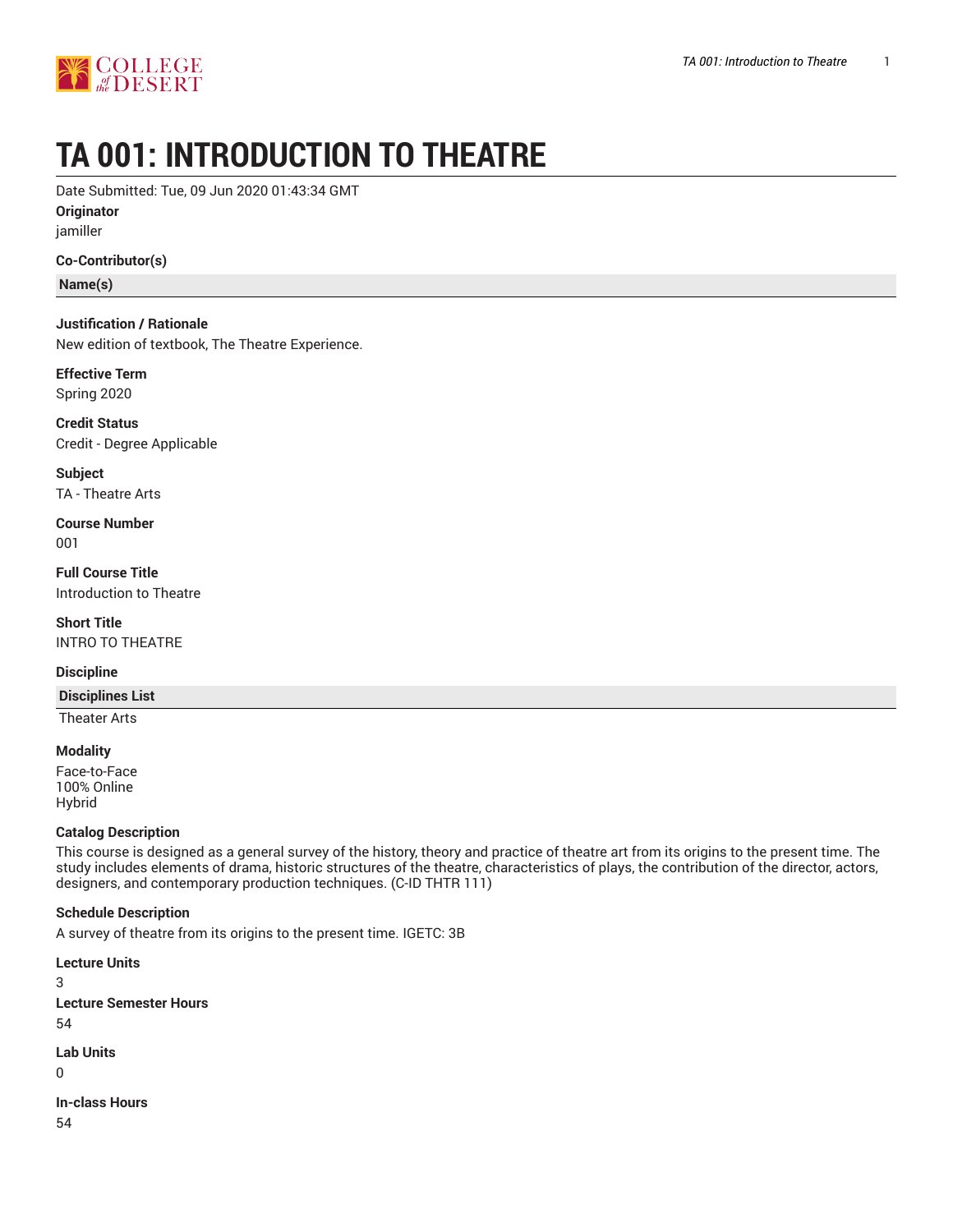# TA 001: INTRODUCTION TO THEATRE

Date Submitted: Tue, 09 Jun 2020 01:43:34 GMT

**Originator**

jamiller

**Co-Contributor(s)**

| Name(s) |
|---|

**Justification / Rationale**

New edition of textbook, The Theatre Experience.

**Effective Term**

Spring 2020

**Credit Status**

Credit - Degree Applicable

**Subject**

TA - Theatre Arts

**Course Number**

001

**Full Course Title**

Introduction to Theatre

**Short Title**

INTRO TO THEATRE

**Discipline**

| Disciplines List |
|---|
| Theater Arts |

**Modality**

Face-to-Face
100% Online
Hybrid

**Catalog Description**

This course is designed as a general survey of the history, theory and practice of theatre art from its origins to the present time. The study includes elements of drama, historic structures of the theatre, characteristics of plays, the contribution of the director, actors, designers, and contemporary production techniques. (C-ID THTR 111)

**Schedule Description**

A survey of theatre from its origins to the present time. IGETC: 3B

**Lecture Units**

3

**Lecture Semester Hours**

54

**Lab Units**

0

**In-class Hours**

54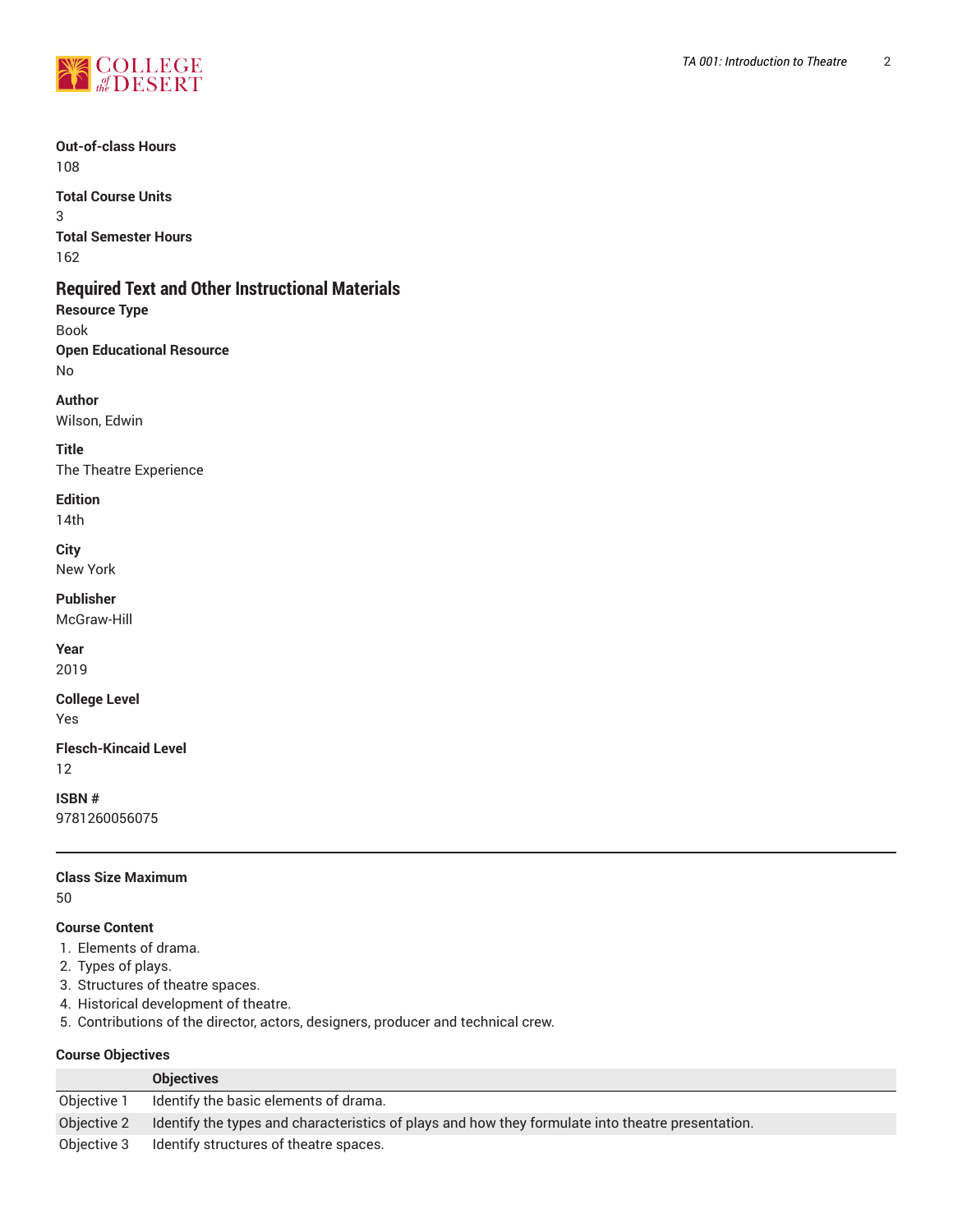**Out-of-class Hours**
108

**Total Course Units**
3

**Total Semester Hours**
162

## Required Text and Other Instructional Materials

**Resource Type**
Book

**Open Educational Resource**
No

**Author**
Wilson, Edwin

**Title**
The Theatre Experience

**Edition**
14th

**City**
New York

**Publisher**
McGraw-Hill

**Year**
2019

**College Level**
Yes

**Flesch-Kincaid Level**
12

**ISBN #**
9781260056075

---

**Class Size Maximum**
50

**Course Content**

1. Elements of drama.
2. Types of plays.
3. Structures of theatre spaces.
4. Historical development of theatre.
5. Contributions of the director, actors, designers, producer and technical crew.

**Course Objectives**

| | Objectives |
|---|---|
| Objective 1 | Identify the basic elements of drama. |
| Objective 2 | Identify the types and characteristics of plays and how they formulate into theatre presentation. |
| Objective 3 | Identify structures of theatre spaces. |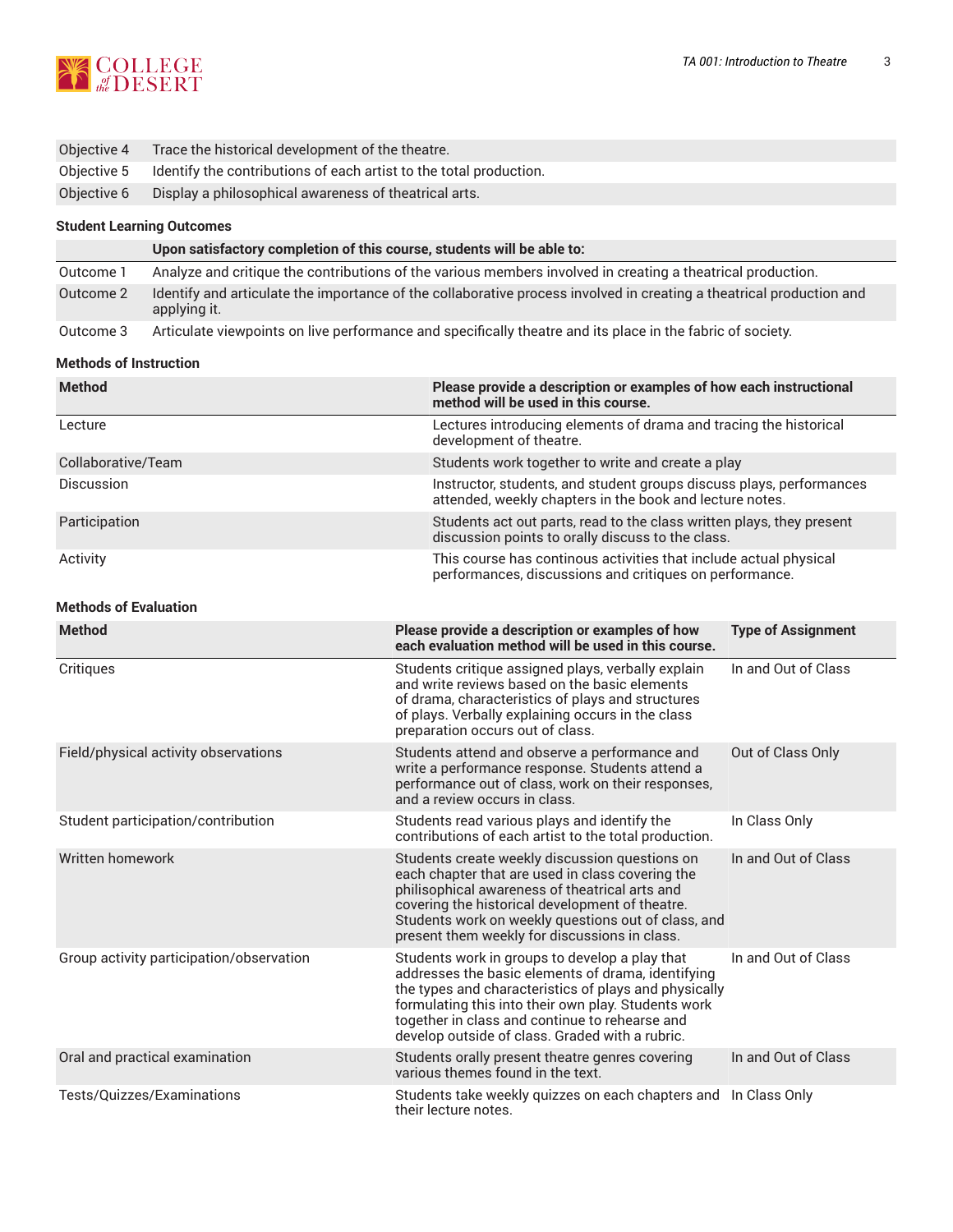| | |
|---|---|
| Objective 4 | Trace the historical development of the theatre. |
| Objective 5 | Identify the contributions of each artist to the total production. |
| Objective 6 | Display a philosophical awareness of theatrical arts. |

### Student Learning Outcomes

| | Upon satisfactory completion of this course, students will be able to: |
|---|---|
| Outcome 1 | Analyze and critique the contributions of the various members involved in creating a theatrical production. |
| Outcome 2 | Identify and articulate the importance of the collaborative process involved in creating a theatrical production and applying it. |
| Outcome 3 | Articulate viewpoints on live performance and specifically theatre and its place in the fabric of society. |

### Methods of Instruction

| Method | Please provide a description or examples of how each instructional method will be used in this course. |
|---|---|
| Lecture | Lectures introducing elements of drama and tracing the historical development of theatre. |
| Collaborative/Team | Students work together to write and create a play |
| Discussion | Instructor, students, and student groups discuss plays, performances attended, weekly chapters in the book and lecture notes. |
| Participation | Students act out parts, read to the class written plays, they present discussion points to orally discuss to the class. |
| Activity | This course has continous activities that include actual physical performances, discussions and critiques on performance. |

### Methods of Evaluation

| Method | Please provide a description or examples of how each evaluation method will be used in this course. | Type of Assignment |
|---|---|---|
| Critiques | Students critique assigned plays, verbally explain and write reviews based on the basic elements of drama, characteristics of plays and structures of plays. Verbally explaining occurs in the class preparation occurs out of class. | In and Out of Class |
| Field/physical activity observations | Students attend and observe a performance and write a performance response. Students attend a performance out of class, work on their responses, and a review occurs in class. | Out of Class Only |
| Student participation/contribution | Students read various plays and identify the contributions of each artist to the total production. | In Class Only |
| Written homework | Students create weekly discussion questions on each chapter that are used in class covering the philisophical awareness of theatrical arts and covering the historical development of theatre. Students work on weekly questions out of class, and present them weekly for discussions in class. | In and Out of Class |
| Group activity participation/observation | Students work in groups to develop a play that addresses the basic elements of drama, identifying the types and characteristics of plays and physically formulating this into their own play. Students work together in class and continue to rehearse and develop outside of class. Graded with a rubric. | In and Out of Class |
| Oral and practical examination | Students orally present theatre genres covering various themes found in the text. | In and Out of Class |
| Tests/Quizzes/Examinations | Students take weekly quizzes on each chapters and their lecture notes. | In Class Only |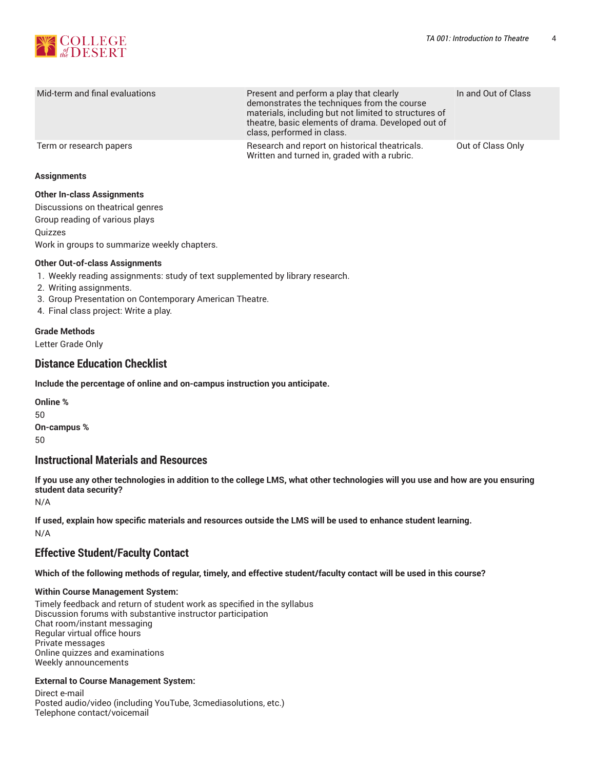| | | |
|---|---|---|
| Mid-term and final evaluations | Present and perform a play that clearly demonstrates the techniques from the course materials, including but not limited to structures of theatre, basic elements of drama. Developed out of class, performed in class. | In and Out of Class |
| Term or research papers | Research and report on historical theatricals. Written and turned in, graded with a rubric. | Out of Class Only |

**Assignments**

**Other In-class Assignments**

Discussions on theatrical genres
Group reading of various plays
Quizzes
Work in groups to summarize weekly chapters.

**Other Out-of-class Assignments**

1. Weekly reading assignments: study of text supplemented by library research.
2. Writing assignments.
3. Group Presentation on Contemporary American Theatre.
4. Final class project: Write a play.

**Grade Methods**

Letter Grade Only

## Distance Education Checklist

**Include the percentage of online and on-campus instruction you anticipate.**

**Online %**

50

**On-campus %**

50

## Instructional Materials and Resources

**If you use any other technologies in addition to the college LMS, what other technologies will you use and how are you ensuring student data security?**

N/A

**If used, explain how specific materials and resources outside the LMS will be used to enhance student learning.**

N/A

## Effective Student/Faculty Contact

**Which of the following methods of regular, timely, and effective student/faculty contact will be used in this course?**

**Within Course Management System:**

Timely feedback and return of student work as specified in the syllabus
Discussion forums with substantive instructor participation
Chat room/instant messaging
Regular virtual office hours
Private messages
Online quizzes and examinations
Weekly announcements

**External to Course Management System:**

Direct e-mail
Posted audio/video (including YouTube, 3cmediasolutions, etc.)
Telephone contact/voicemail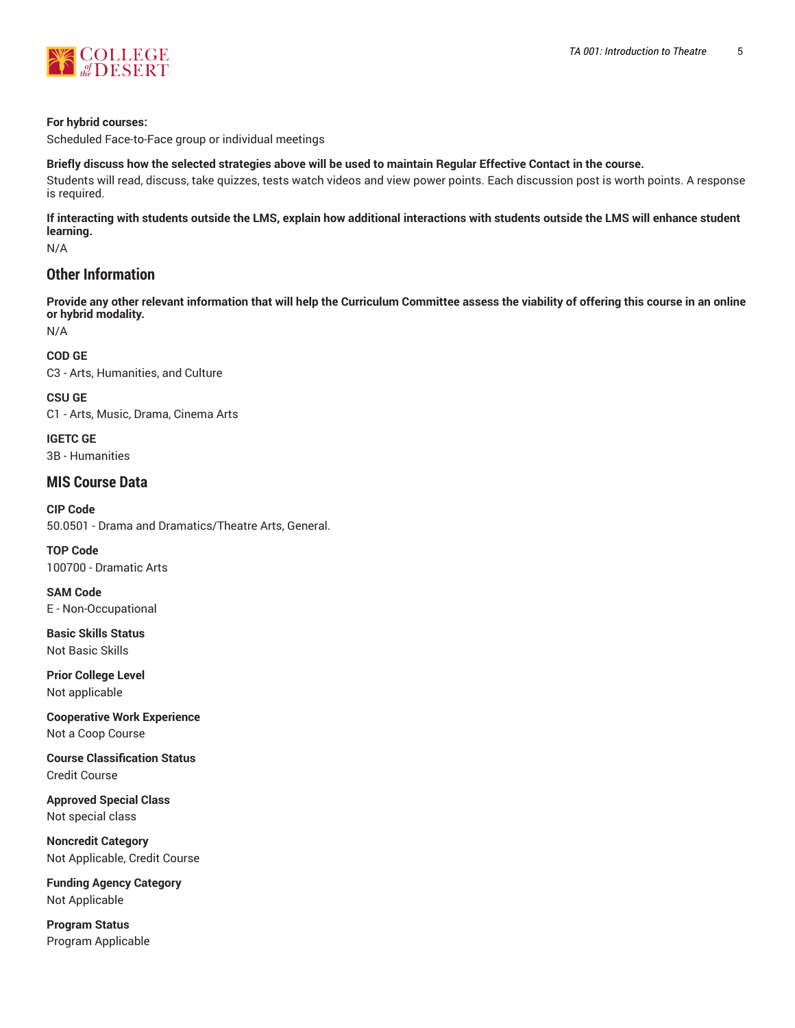**For hybrid courses:**

Scheduled Face-to-Face group or individual meetings

**Briefly discuss how the selected strategies above will be used to maintain Regular Effective Contact in the course.**

Students will read, discuss, take quizzes, tests watch videos and view power points. Each discussion post is worth points. A response is required.

**If interacting with students outside the LMS, explain how additional interactions with students outside the LMS will enhance student learning.**

N/A

## Other Information

**Provide any other relevant information that will help the Curriculum Committee assess the viability of offering this course in an online or hybrid modality.**

N/A

**COD GE**

C3 - Arts, Humanities, and Culture

**CSU GE**

C1 - Arts, Music, Drama, Cinema Arts

**IGETC GE**

3B - Humanities

## MIS Course Data

**CIP Code**

50.0501 - Drama and Dramatics/Theatre Arts, General.

**TOP Code**

100700 - Dramatic Arts

**SAM Code**

E - Non-Occupational

**Basic Skills Status**

Not Basic Skills

**Prior College Level**

Not applicable

**Cooperative Work Experience**

Not a Coop Course

**Course Classification Status**

Credit Course

**Approved Special Class**

Not special class

**Noncredit Category**

Not Applicable, Credit Course

**Funding Agency Category**

Not Applicable

**Program Status**

Program Applicable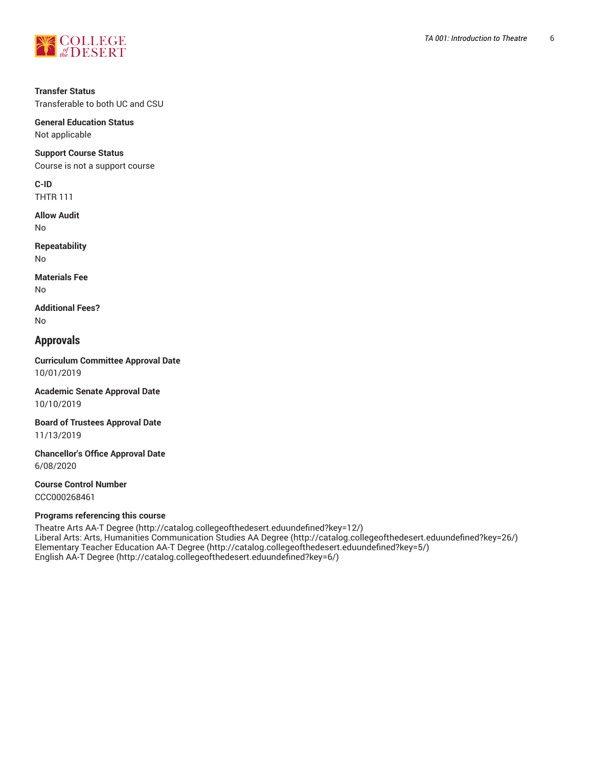**Transfer Status**
Transferable to both UC and CSU

**General Education Status**
Not applicable

**Support Course Status**
Course is not a support course

**C-ID**
THTR 111

**Allow Audit**
No

**Repeatability**
No

**Materials Fee**
No

**Additional Fees?**
No

## Approvals

**Curriculum Committee Approval Date**
10/01/2019

**Academic Senate Approval Date**
10/10/2019

**Board of Trustees Approval Date**
11/13/2019

**Chancellor's Office Approval Date**
6/08/2020

**Course Control Number**
CCC000268461

**Programs referencing this course**
Theatre Arts AA-T Degree (http://catalog.collegeofthedesert.eduundefined?key=12/)
Liberal Arts: Arts, Humanities Communication Studies AA Degree (http://catalog.collegeofthedesert.eduundefined?key=26/)
Elementary Teacher Education AA-T Degree (http://catalog.collegeofthedesert.eduundefined?key=5/)
English AA-T Degree (http://catalog.collegeofthedesert.eduundefined?key=6/)